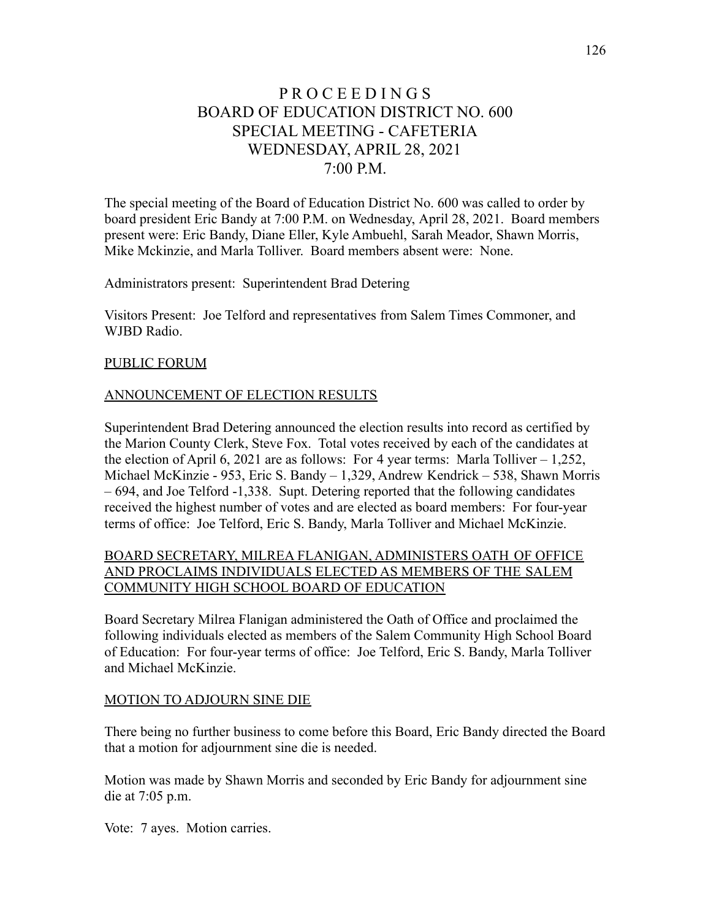# PROCEEDINGS
# BOARD OF EDUCATION DISTRICT NO. 600
# SPECIAL MEETING - CAFETERIA
# WEDNESDAY, APRIL 28, 2021
# 7:00 P.M.

The special meeting of the Board of Education District No. 600 was called to order by board president Eric Bandy at 7:00 P.M. on Wednesday, April 28, 2021. Board members present were: Eric Bandy, Diane Eller, Kyle Ambuehl, Sarah Meador, Shawn Morris, Mike Mckinzie, and Marla Tolliver. Board members absent were: None.

Administrators present: Superintendent Brad Detering

Visitors Present: Joe Telford and representatives from Salem Times Commoner, and WJBD Radio.

<u>PUBLIC FORUM</u>

<u>ANNOUNCEMENT OF ELECTION RESULTS</u>

Superintendent Brad Detering announced the election results into record as certified by the Marion County Clerk, Steve Fox. Total votes received by each of the candidates at the election of April 6, 2021 are as follows: For 4 year terms: Marla Tolliver – 1,252, Michael McKinzie - 953, Eric S. Bandy – 1,329, Andrew Kendrick – 538, Shawn Morris – 694, and Joe Telford -1,338. Supt. Detering reported that the following candidates received the highest number of votes and are elected as board members: For four-year terms of office: Joe Telford, Eric S. Bandy, Marla Tolliver and Michael McKinzie.

<u>BOARD SECRETARY, MILREA FLANIGAN, ADMINISTERS OATH OF OFFICE AND PROCLAIMS INDIVIDUALS ELECTED AS MEMBERS OF THE SALEM COMMUNITY HIGH SCHOOL BOARD OF EDUCATION</u>

Board Secretary Milrea Flanigan administered the Oath of Office and proclaimed the following individuals elected as members of the Salem Community High School Board of Education: For four-year terms of office: Joe Telford, Eric S. Bandy, Marla Tolliver and Michael McKinzie.

<u>MOTION TO ADJOURN SINE DIE</u>

There being no further business to come before this Board, Eric Bandy directed the Board that a motion for adjournment sine die is needed.

Motion was made by Shawn Morris and seconded by Eric Bandy for adjournment sine die at 7:05 p.m.

Vote: 7 ayes. Motion carries.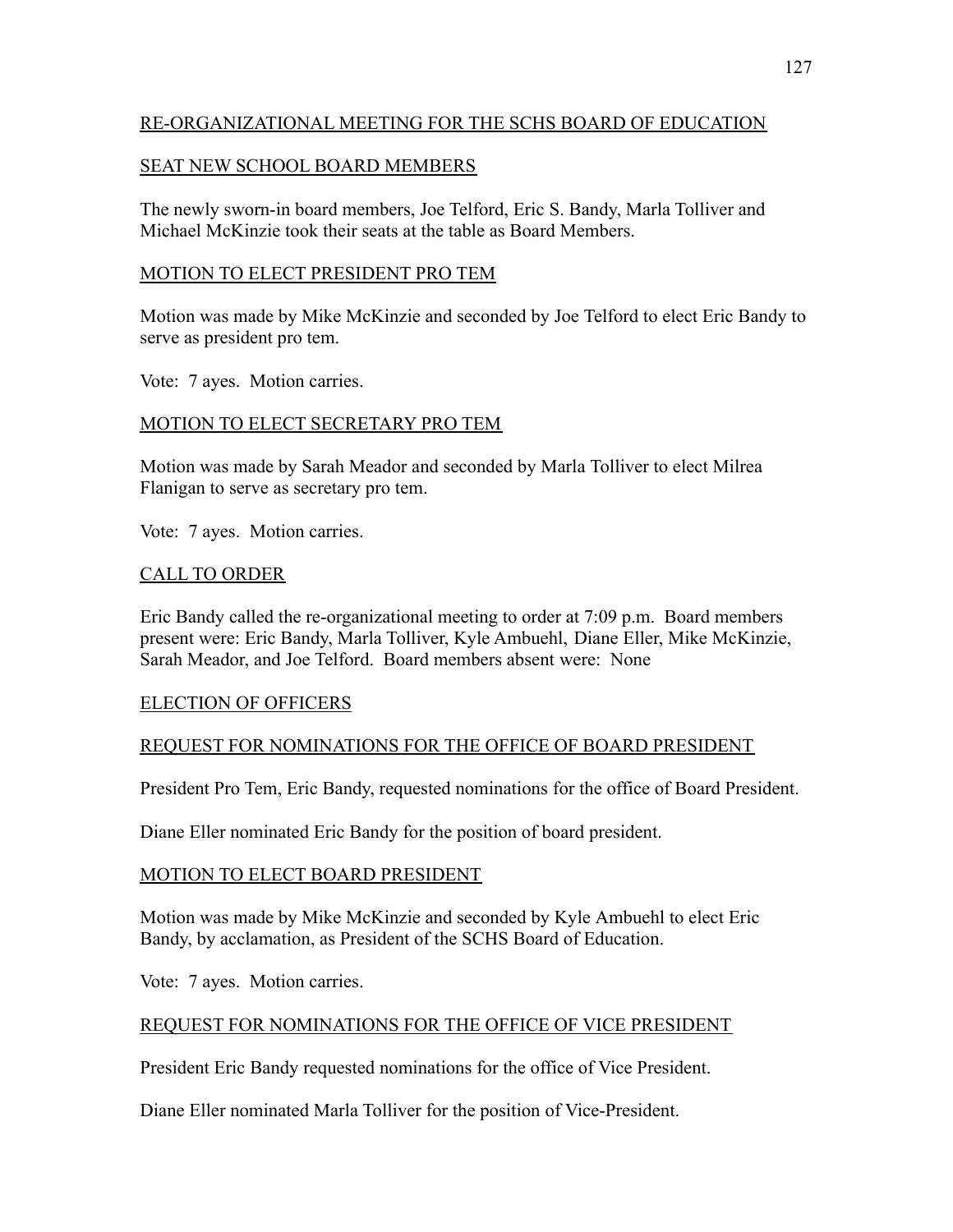## RE-ORGANIZATIONAL MEETING FOR THE SCHS BOARD OF EDUCATION

### SEAT NEW SCHOOL BOARD MEMBERS

The newly sworn-in board members, Joe Telford, Eric S. Bandy, Marla Tolliver and Michael McKinzie took their seats at the table as Board Members.

### MOTION TO ELECT PRESIDENT PRO TEM

Motion was made by Mike McKinzie and seconded by Joe Telford to elect Eric Bandy to serve as president pro tem.

Vote: 7 ayes. Motion carries.

### MOTION TO ELECT SECRETARY PRO TEM

Motion was made by Sarah Meador and seconded by Marla Tolliver to elect Milrea Flanigan to serve as secretary pro tem.

Vote: 7 ayes. Motion carries.

### CALL TO ORDER

Eric Bandy called the re-organizational meeting to order at 7:09 p.m. Board members present were: Eric Bandy, Marla Tolliver, Kyle Ambuehl, Diane Eller, Mike McKinzie, Sarah Meador, and Joe Telford. Board members absent were: None

### ELECTION OF OFFICERS

### REQUEST FOR NOMINATIONS FOR THE OFFICE OF BOARD PRESIDENT

President Pro Tem, Eric Bandy, requested nominations for the office of Board President.

Diane Eller nominated Eric Bandy for the position of board president.

### MOTION TO ELECT BOARD PRESIDENT

Motion was made by Mike McKinzie and seconded by Kyle Ambuehl to elect Eric Bandy, by acclamation, as President of the SCHS Board of Education.

Vote: 7 ayes. Motion carries.

### REQUEST FOR NOMINATIONS FOR THE OFFICE OF VICE PRESIDENT

President Eric Bandy requested nominations for the office of Vice President.

Diane Eller nominated Marla Tolliver for the position of Vice-President.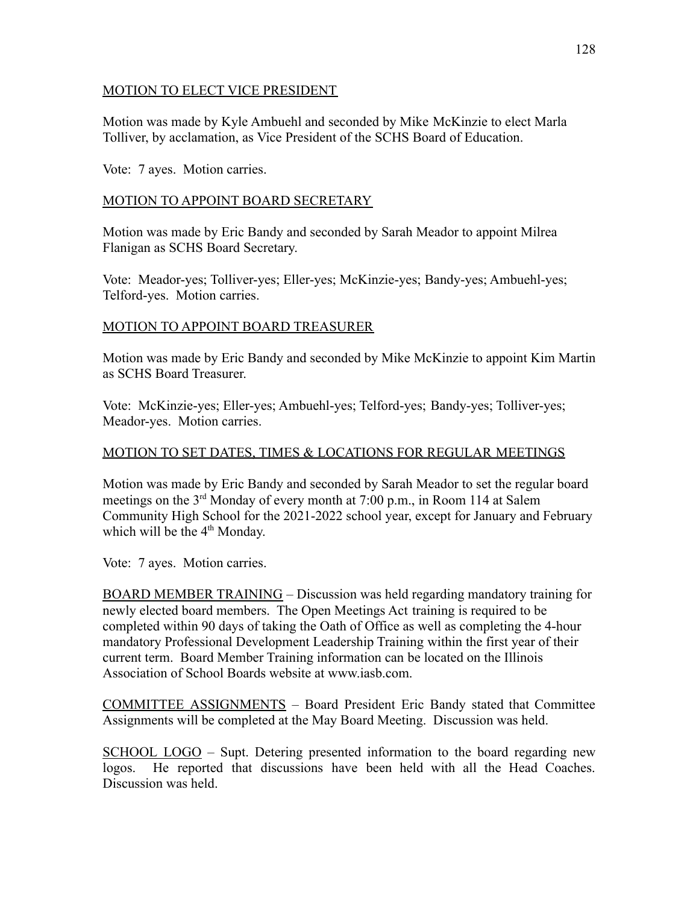<u>MOTION TO ELECT VICE PRESIDENT</u>

Motion was made by Kyle Ambuehl and seconded by Mike McKinzie to elect Marla Tolliver, by acclamation, as Vice President of the SCHS Board of Education.

Vote: 7 ayes. Motion carries.

<u>MOTION TO APPOINT BOARD SECRETARY</u>

Motion was made by Eric Bandy and seconded by Sarah Meador to appoint Milrea Flanigan as SCHS Board Secretary.

Vote: Meador-yes; Tolliver-yes; Eller-yes; McKinzie-yes; Bandy-yes; Ambuehl-yes; Telford-yes. Motion carries.

<u>MOTION TO APPOINT BOARD TREASURER</u>

Motion was made by Eric Bandy and seconded by Mike McKinzie to appoint Kim Martin as SCHS Board Treasurer.

Vote: McKinzie-yes; Eller-yes; Ambuehl-yes; Telford-yes; Bandy-yes; Tolliver-yes; Meador-yes. Motion carries.

<u>MOTION TO SET DATES, TIMES & LOCATIONS FOR REGULAR MEETINGS</u>

Motion was made by Eric Bandy and seconded by Sarah Meador to set the regular board meetings on the 3rd Monday of every month at 7:00 p.m., in Room 114 at Salem Community High School for the 2021-2022 school year, except for January and February which will be the 4th Monday.

Vote: 7 ayes. Motion carries.

<u>BOARD MEMBER TRAINING</u> – Discussion was held regarding mandatory training for newly elected board members. The Open Meetings Act training is required to be completed within 90 days of taking the Oath of Office as well as completing the 4-hour mandatory Professional Development Leadership Training within the first year of their current term. Board Member Training information can be located on the Illinois Association of School Boards website at www.iasb.com.

<u>COMMITTEE ASSIGNMENTS</u> – Board President Eric Bandy stated that Committee Assignments will be completed at the May Board Meeting. Discussion was held.

<u>SCHOOL LOGO</u> – Supt. Detering presented information to the board regarding new logos. He reported that discussions have been held with all the Head Coaches. Discussion was held.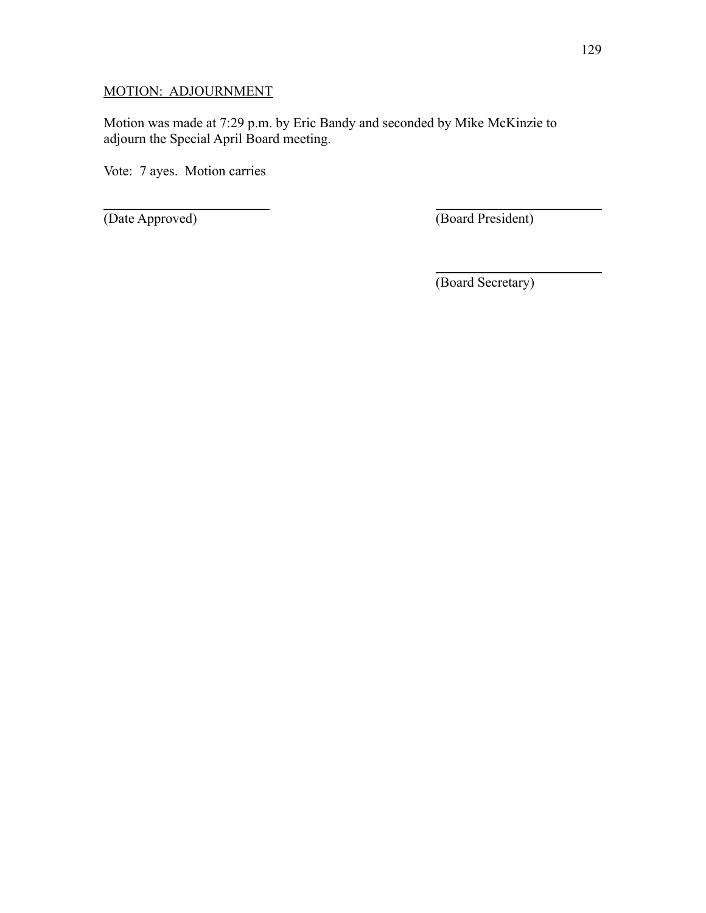<u>MOTION: ADJOURNMENT</u>

Motion was made at 7:29 p.m. by Eric Bandy and seconded by Mike McKinzie to adjourn the Special April Board meeting.

Vote: 7 ayes. Motion carries

\_\_\_\_\_\_\_\_\_\_\_\_\_\_\_\_\_\_\_\_\_\_\_\_ \_\_\_\_\_\_\_\_\_\_\_\_\_\_\_\_\_\_\_\_\_\_\_\_
(Date Approved) (Board President)

\_\_\_\_\_\_\_\_\_\_\_\_\_\_\_\_\_\_\_\_\_\_\_\_
(Board Secretary)